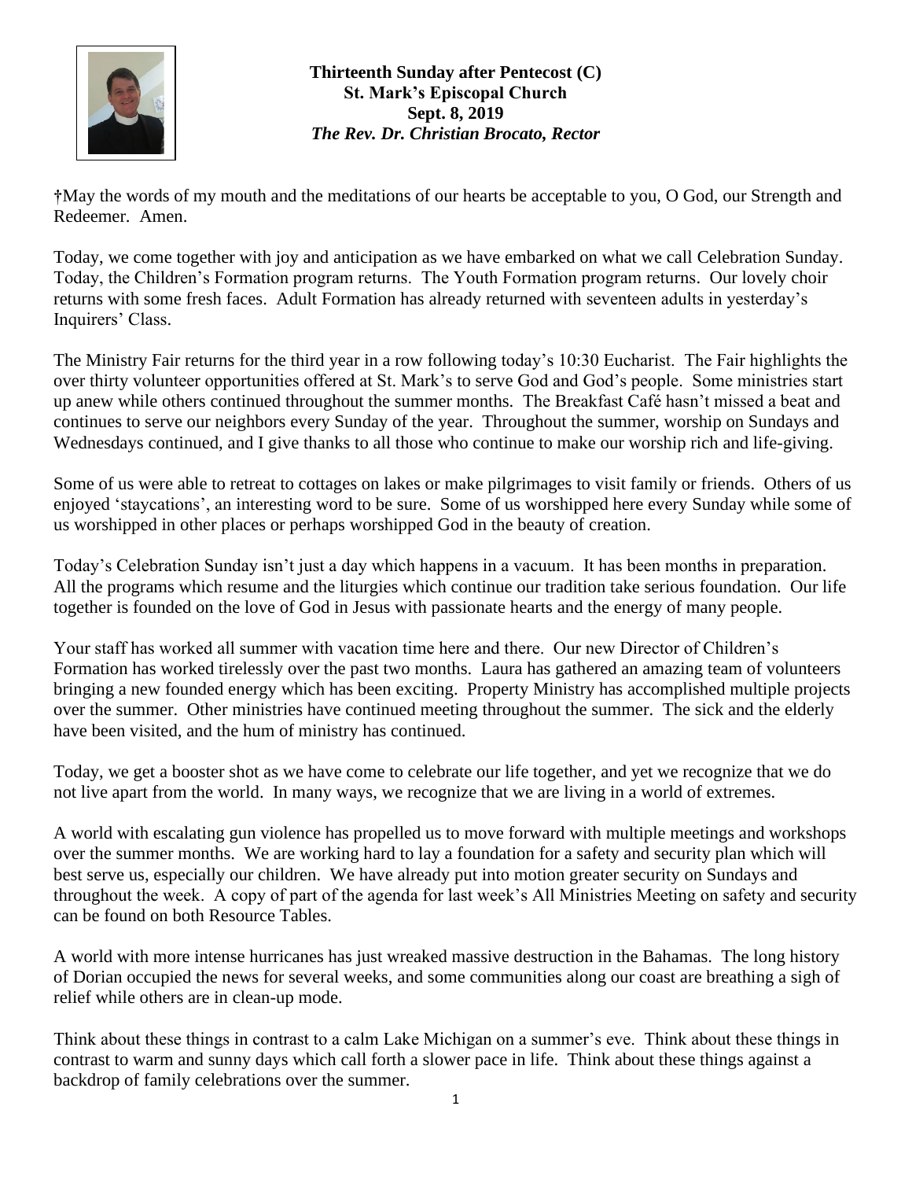**Thirteenth Sunday after Pentecost (C)**
**St. Mark's Episcopal Church**
**Sept. 8, 2019**
***The Rev. Dr. Christian Brocato, Rector***

†May the words of my mouth and the meditations of our hearts be acceptable to you, O God, our Strength and Redeemer. Amen.

Today, we come together with joy and anticipation as we have embarked on what we call Celebration Sunday. Today, the Children's Formation program returns. The Youth Formation program returns. Our lovely choir returns with some fresh faces. Adult Formation has already returned with seventeen adults in yesterday's Inquirers' Class.

The Ministry Fair returns for the third year in a row following today's 10:30 Eucharist. The Fair highlights the over thirty volunteer opportunities offered at St. Mark's to serve God and God's people. Some ministries start up anew while others continued throughout the summer months. The Breakfast Café hasn't missed a beat and continues to serve our neighbors every Sunday of the year. Throughout the summer, worship on Sundays and Wednesdays continued, and I give thanks to all those who continue to make our worship rich and life-giving.

Some of us were able to retreat to cottages on lakes or make pilgrimages to visit family or friends. Others of us enjoyed 'staycations', an interesting word to be sure. Some of us worshipped here every Sunday while some of us worshipped in other places or perhaps worshipped God in the beauty of creation.

Today's Celebration Sunday isn't just a day which happens in a vacuum. It has been months in preparation. All the programs which resume and the liturgies which continue our tradition take serious foundation. Our life together is founded on the love of God in Jesus with passionate hearts and the energy of many people.

Your staff has worked all summer with vacation time here and there. Our new Director of Children's Formation has worked tirelessly over the past two months. Laura has gathered an amazing team of volunteers bringing a new founded energy which has been exciting. Property Ministry has accomplished multiple projects over the summer. Other ministries have continued meeting throughout the summer. The sick and the elderly have been visited, and the hum of ministry has continued.

Today, we get a booster shot as we have come to celebrate our life together, and yet we recognize that we do not live apart from the world. In many ways, we recognize that we are living in a world of extremes.

A world with escalating gun violence has propelled us to move forward with multiple meetings and workshops over the summer months. We are working hard to lay a foundation for a safety and security plan which will best serve us, especially our children. We have already put into motion greater security on Sundays and throughout the week. A copy of part of the agenda for last week's All Ministries Meeting on safety and security can be found on both Resource Tables.

A world with more intense hurricanes has just wreaked massive destruction in the Bahamas. The long history of Dorian occupied the news for several weeks, and some communities along our coast are breathing a sigh of relief while others are in clean-up mode.

Think about these things in contrast to a calm Lake Michigan on a summer's eve. Think about these things in contrast to warm and sunny days which call forth a slower pace in life. Think about these things against a backdrop of family celebrations over the summer.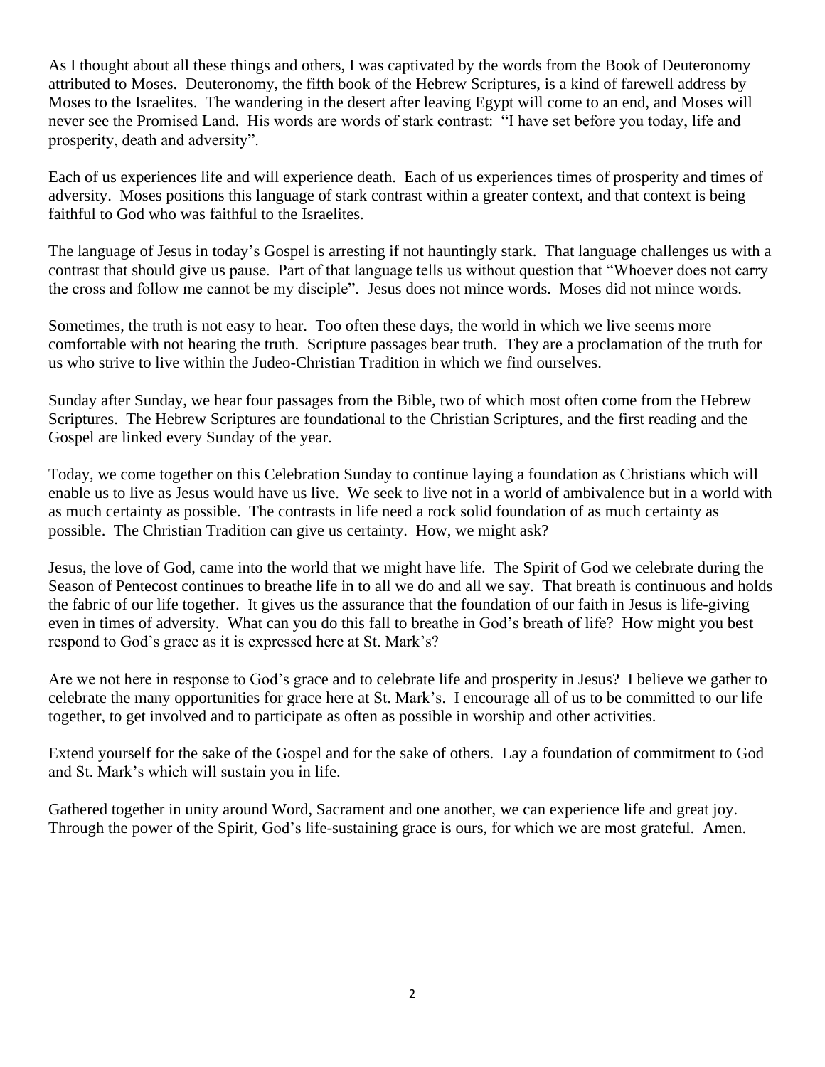As I thought about all these things and others, I was captivated by the words from the Book of Deuteronomy attributed to Moses. Deuteronomy, the fifth book of the Hebrew Scriptures, is a kind of farewell address by Moses to the Israelites. The wandering in the desert after leaving Egypt will come to an end, and Moses will never see the Promised Land. His words are words of stark contrast: "I have set before you today, life and prosperity, death and adversity".

Each of us experiences life and will experience death. Each of us experiences times of prosperity and times of adversity. Moses positions this language of stark contrast within a greater context, and that context is being faithful to God who was faithful to the Israelites.

The language of Jesus in today's Gospel is arresting if not hauntingly stark. That language challenges us with a contrast that should give us pause. Part of that language tells us without question that "Whoever does not carry the cross and follow me cannot be my disciple". Jesus does not mince words. Moses did not mince words.

Sometimes, the truth is not easy to hear. Too often these days, the world in which we live seems more comfortable with not hearing the truth. Scripture passages bear truth. They are a proclamation of the truth for us who strive to live within the Judeo-Christian Tradition in which we find ourselves.

Sunday after Sunday, we hear four passages from the Bible, two of which most often come from the Hebrew Scriptures. The Hebrew Scriptures are foundational to the Christian Scriptures, and the first reading and the Gospel are linked every Sunday of the year.

Today, we come together on this Celebration Sunday to continue laying a foundation as Christians which will enable us to live as Jesus would have us live. We seek to live not in a world of ambivalence but in a world with as much certainty as possible. The contrasts in life need a rock solid foundation of as much certainty as possible. The Christian Tradition can give us certainty. How, we might ask?

Jesus, the love of God, came into the world that we might have life. The Spirit of God we celebrate during the Season of Pentecost continues to breathe life in to all we do and all we say. That breath is continuous and holds the fabric of our life together. It gives us the assurance that the foundation of our faith in Jesus is life-giving even in times of adversity. What can you do this fall to breathe in God's breath of life? How might you best respond to God's grace as it is expressed here at St. Mark's?

Are we not here in response to God's grace and to celebrate life and prosperity in Jesus? I believe we gather to celebrate the many opportunities for grace here at St. Mark's. I encourage all of us to be committed to our life together, to get involved and to participate as often as possible in worship and other activities.

Extend yourself for the sake of the Gospel and for the sake of others. Lay a foundation of commitment to God and St. Mark's which will sustain you in life.

Gathered together in unity around Word, Sacrament and one another, we can experience life and great joy. Through the power of the Spirit, God's life-sustaining grace is ours, for which we are most grateful. Amen.